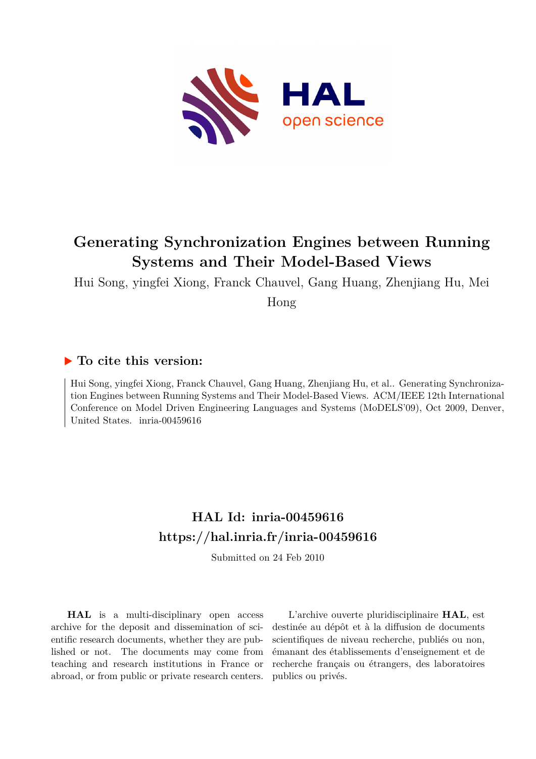HAL open science

# Generating Synchronization Engines between Running Systems and Their Model-Based Views

Hui Song, yingfei Xiong, Franck Chauvel, Gang Huang, Zhenjiang Hu, Mei Hong

## ▶ To cite this version:

Hui Song, yingfei Xiong, Franck Chauvel, Gang Huang, Zhenjiang Hu, et al.. Generating Synchronization Engines between Running Systems and Their Model-Based Views. ACM/IEEE 12th International Conference on Model Driven Engineering Languages and Systems (MoDELS'09), Oct 2009, Denver, United States. inria-00459616

## HAL Id: inria-00459616
## https://hal.inria.fr/inria-00459616

Submitted on 24 Feb 2010

**HAL** is a multi-disciplinary open access archive for the deposit and dissemination of scientific research documents, whether they are published or not. The documents may come from teaching and research institutions in France or abroad, or from public or private research centers.

L'archive ouverte pluridisciplinaire **HAL**, est destinée au dépôt et à la diffusion de documents scientifiques de niveau recherche, publiés ou non, émanant des établissements d'enseignement et de recherche français ou étrangers, des laboratoires publics ou privés.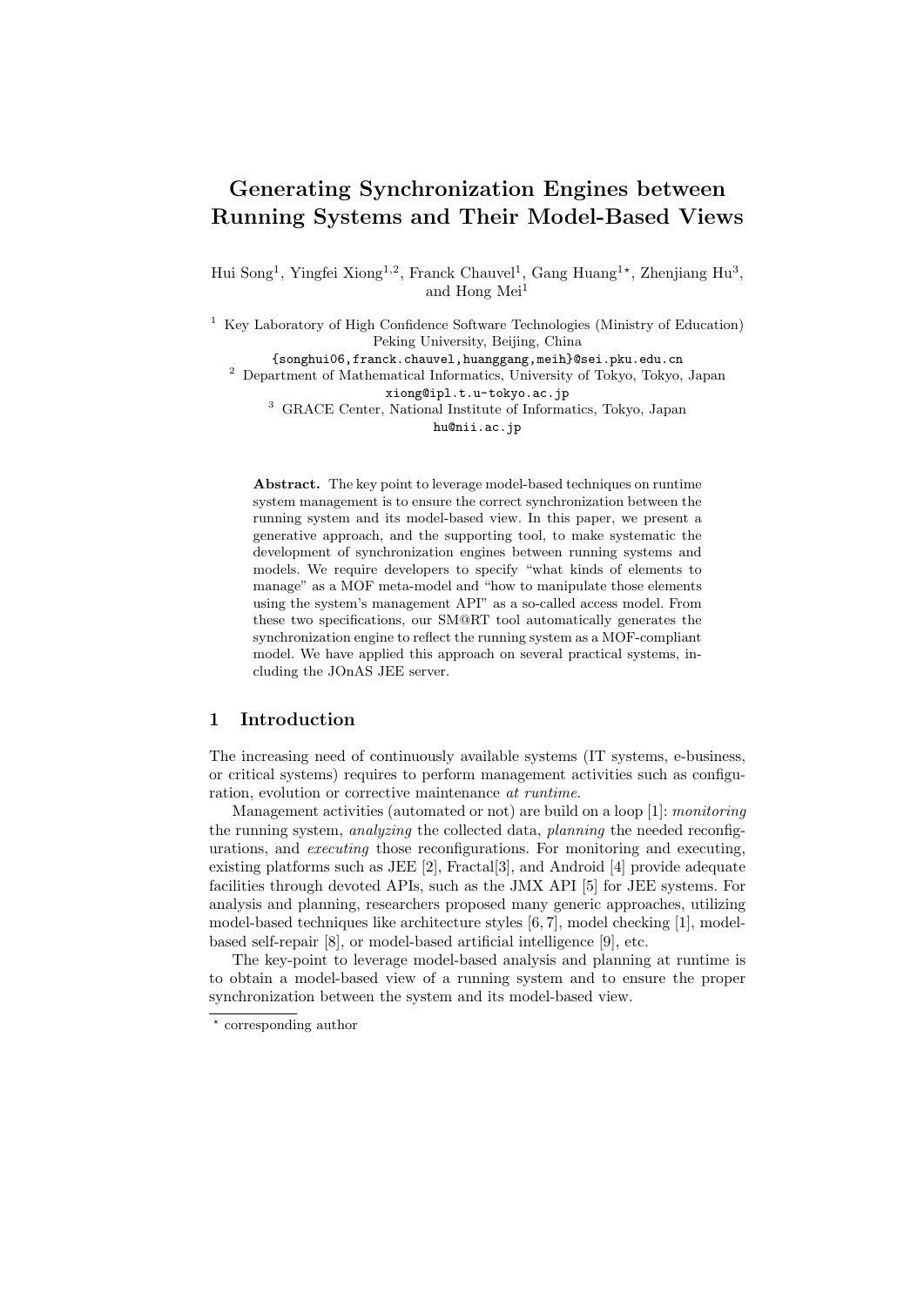# Generating Synchronization Engines between Running Systems and Their Model-Based Views

Hui Song[1], Yingfei Xiong[1,2], Franck Chauvel[1], Gang Huang[1]⋆, Zhenjiang Hu[3], and Hong Mei[1]

[1] Key Laboratory of High Confidence Software Technologies (Ministry of Education) Peking University, Beijing, China
{songhui06,franck.chauvel,huanggang,meih}@sei.pku.edu.cn

[2] Department of Mathematical Informatics, University of Tokyo, Tokyo, Japan
xiong@ipl.t.u-tokyo.ac.jp

[3] GRACE Center, National Institute of Informatics, Tokyo, Japan
hu@nii.ac.jp

**Abstract.** The key point to leverage model-based techniques on runtime system management is to ensure the correct synchronization between the running system and its model-based view. In this paper, we present a generative approach, and the supporting tool, to make systematic the development of synchronization engines between running systems and models. We require developers to specify "what kinds of elements to manage" as a MOF meta-model and "how to manipulate those elements using the system's management API" as a so-called access model. From these two specifications, our SM@RT tool automatically generates the synchronization engine to reflect the running system as a MOF-compliant model. We have applied this approach on several practical systems, including the JOnAS JEE server.

## 1 Introduction

The increasing need of continuously available systems (IT systems, e-business, or critical systems) requires to perform management activities such as configuration, evolution or corrective maintenance *at runtime*.

Management activities (automated or not) are build on a loop [1]: *monitoring* the running system, *analyzing* the collected data, *planning* the needed reconfigurations, and *executing* those reconfigurations. For monitoring and executing, existing platforms such as JEE [2], Fractal[3], and Android [4] provide adequate facilities through devoted APIs, such as the JMX API [5] for JEE systems. For analysis and planning, researchers proposed many generic approaches, utilizing model-based techniques like architecture styles [6, 7], model checking [1], model-based self-repair [8], or model-based artificial intelligence [9], etc.

The key-point to leverage model-based analysis and planning at runtime is to obtain a model-based view of a running system and to ensure the proper synchronization between the system and its model-based view.

⋆ corresponding author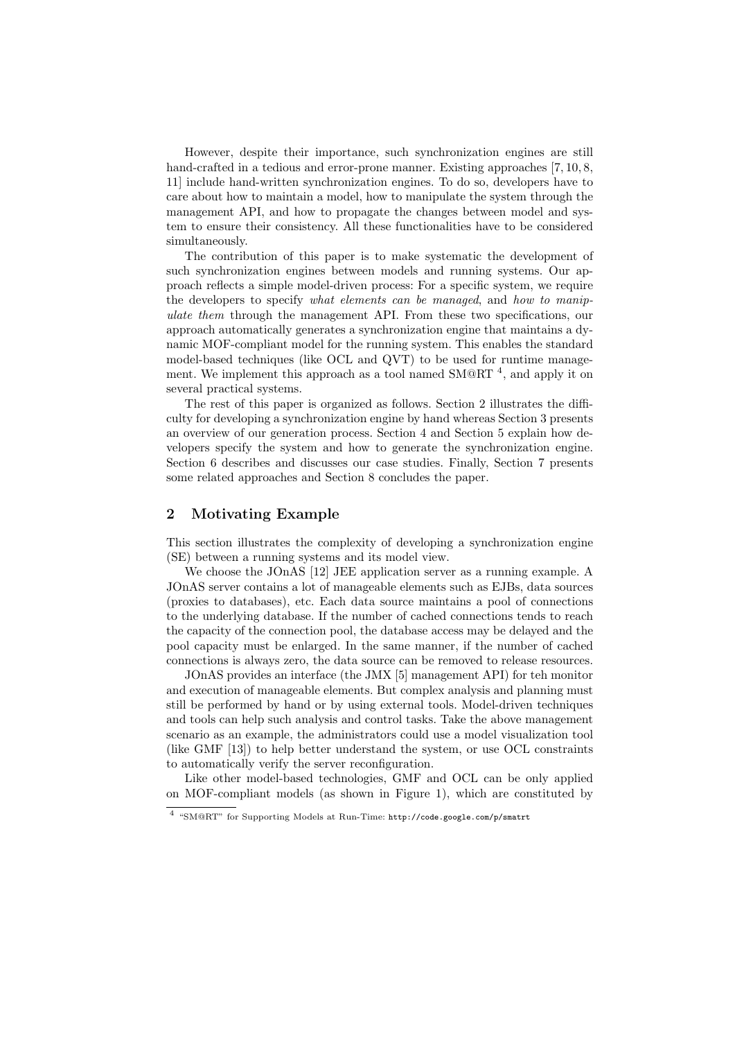However, despite their importance, such synchronization engines are still hand-crafted in a tedious and error-prone manner. Existing approaches [7, 10, 8, 11] include hand-written synchronization engines. To do so, developers have to care about how to maintain a model, how to manipulate the system through the management API, and how to propagate the changes between model and system to ensure their consistency. All these functionalities have to be considered simultaneously.

The contribution of this paper is to make systematic the development of such synchronization engines between models and running systems. Our approach reflects a simple model-driven process: For a specific system, we require the developers to specify *what elements can be managed*, and *how to manipulate them* through the management API. From these two specifications, our approach automatically generates a synchronization engine that maintains a dynamic MOF-compliant model for the running system. This enables the standard model-based techniques (like OCL and QVT) to be used for runtime management. We implement this approach as a tool named SM@RT [4], and apply it on several practical systems.

The rest of this paper is organized as follows. Section 2 illustrates the difficulty for developing a synchronization engine by hand whereas Section 3 presents an overview of our generation process. Section 4 and Section 5 explain how developers specify the system and how to generate the synchronization engine. Section 6 describes and discusses our case studies. Finally, Section 7 presents some related approaches and Section 8 concludes the paper.

## 2 Motivating Example

This section illustrates the complexity of developing a synchronization engine (SE) between a running systems and its model view.

We choose the JOnAS [12] JEE application server as a running example. A JOnAS server contains a lot of manageable elements such as EJBs, data sources (proxies to databases), etc. Each data source maintains a pool of connections to the underlying database. If the number of cached connections tends to reach the capacity of the connection pool, the database access may be delayed and the pool capacity must be enlarged. In the same manner, if the number of cached connections is always zero, the data source can be removed to release resources.

JOnAS provides an interface (the JMX [5] management API) for teh monitor and execution of manageable elements. But complex analysis and planning must still be performed by hand or by using external tools. Model-driven techniques and tools can help such analysis and control tasks. Take the above management scenario as an example, the administrators could use a model visualization tool (like GMF [13]) to help better understand the system, or use OCL constraints to automatically verify the server reconfiguration.

Like other model-based technologies, GMF and OCL can be only applied on MOF-compliant models (as shown in Figure 1), which are constituted by

[4] "SM@RT" for Supporting Models at Run-Time: http://code.google.com/p/smatrt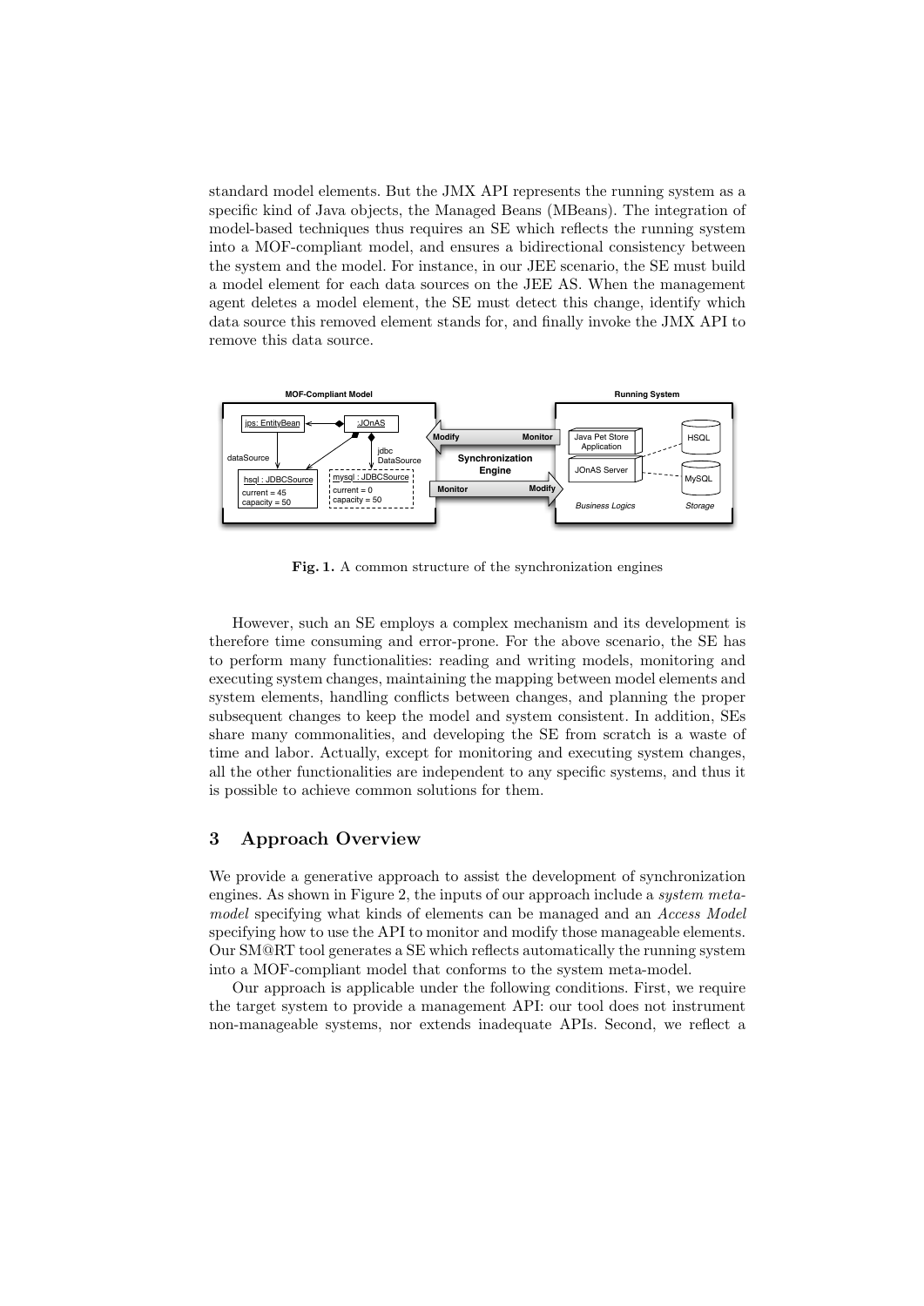standard model elements. But the JMX API represents the running system as a specific kind of Java objects, the Managed Beans (MBeans). The integration of model-based techniques thus requires an SE which reflects the running system into a MOF-compliant model, and ensures a bidirectional consistency between the system and the model. For instance, in our JEE scenario, the SE must build a model element for each data sources on the JEE AS. When the management agent deletes a model element, the SE must detect this change, identify which data source this removed element stands for, and finally invoke the JMX API to remove this data source.

**Fig. 1.** A common structure of the synchronization engines

However, such an SE employs a complex mechanism and its development is therefore time consuming and error-prone. For the above scenario, the SE has to perform many functionalities: reading and writing models, monitoring and executing system changes, maintaining the mapping between model elements and system elements, handling conflicts between changes, and planning the proper subsequent changes to keep the model and system consistent. In addition, SEs share many commonalities, and developing the SE from scratch is a waste of time and labor. Actually, except for monitoring and executing system changes, all the other functionalities are independent to any specific systems, and thus it is possible to achieve common solutions for them.

## 3 Approach Overview

We provide a generative approach to assist the development of synchronization engines. As shown in Figure 2, the inputs of our approach include a *system meta-model* specifying what kinds of elements can be managed and an *Access Model* specifying how to use the API to monitor and modify those manageable elements. Our SM@RT tool generates a SE which reflects automatically the running system into a MOF-compliant model that conforms to the system meta-model.

Our approach is applicable under the following conditions. First, we require the target system to provide a management API: our tool does not instrument non-manageable systems, nor extends inadequate APIs. Second, we reflect a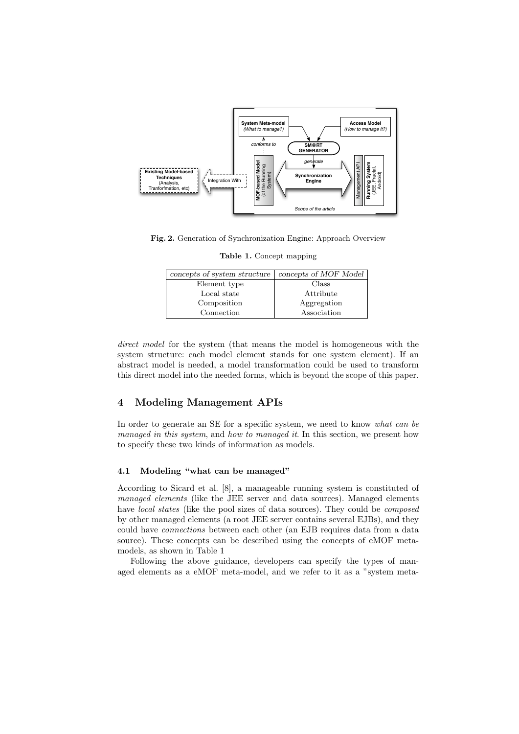Fig. 2. Generation of Synchronization Engine: Approach Overview

Table 1. Concept mapping

| *concepts of system structure* | *concepts of MOF Model* |
|---|---|
| Element type | Class |
| Local state | Attribute |
| Composition | Aggregation |
| Connection | Association |

*direct model* for the system (that means the model is homogeneous with the system structure: each model element stands for one system element). If an abstract model is needed, a model transformation could be used to transform this direct model into the needed forms, which is beyond the scope of this paper.

## 4 Modeling Management APIs

In order to generate an SE for a specific system, we need to know *what can be managed in this system*, and *how to managed it*. In this section, we present how to specify these two kinds of information as models.

### 4.1 Modeling "what can be managed"

According to Sicard et al. [8], a manageable running system is constituted of *managed elements* (like the JEE server and data sources). Managed elements have *local states* (like the pool sizes of data sources). They could be *composed* by other managed elements (a root JEE server contains several EJBs), and they could have *connections* between each other (an EJB requires data from a data source). These concepts can be described using the concepts of eMOF meta-models, as shown in Table 1

Following the above guidance, developers can specify the types of managed elements as a eMOF meta-model, and we refer to it as a "system meta-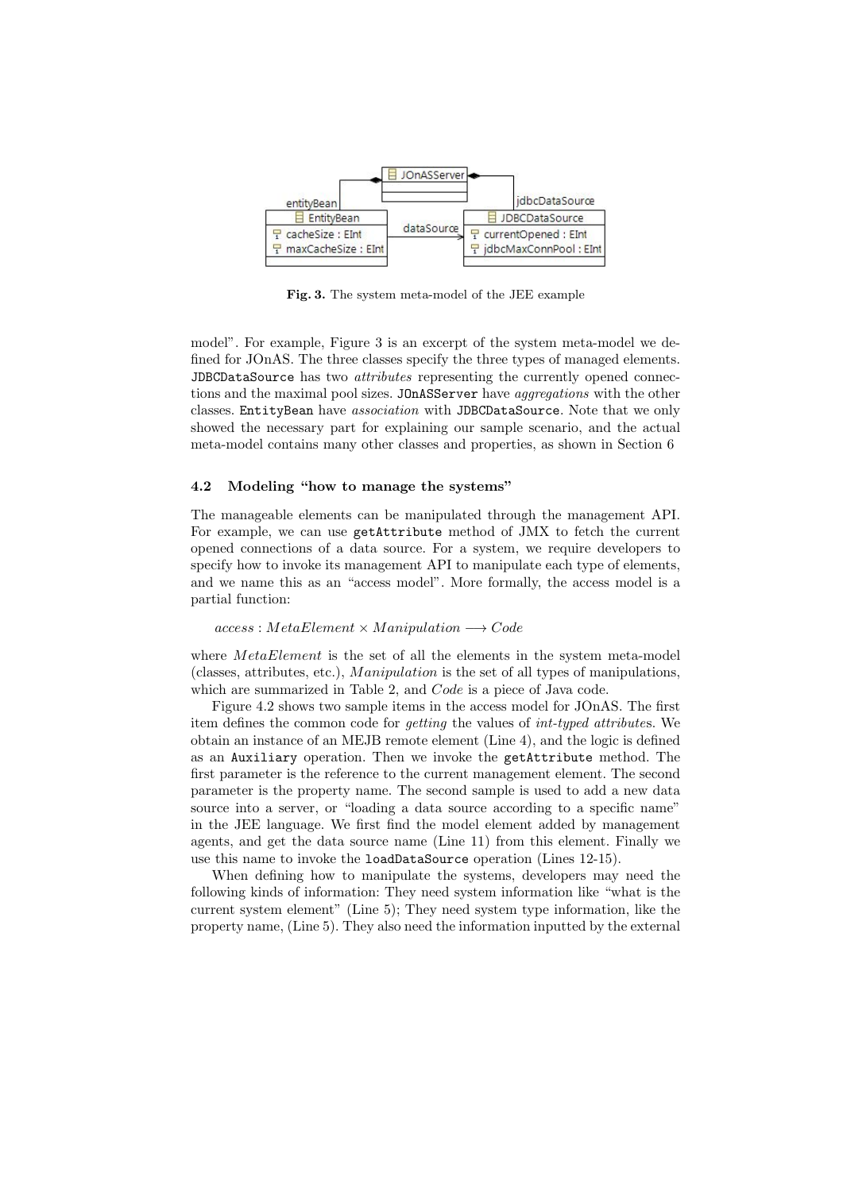Fig. 3. The system meta-model of the JEE example

model". For example, Figure 3 is an excerpt of the system meta-model we defined for JOnAS. The three classes specify the three types of managed elements. `JDBCDataSource` has two *attributes* representing the currently opened connections and the maximal pool sizes. `JOnASServer` have *aggregations* with the other classes. `EntityBean` have *association* with `JDBCDataSource`. Note that we only showed the necessary part for explaining our sample scenario, and the actual meta-model contains many other classes and properties, as shown in Section 6

### 4.2 Modeling "how to manage the systems"

The manageable elements can be manipulated through the management API. For example, we can use `getAttribute` method of JMX to fetch the current opened connections of a data source. For a system, we require developers to specify how to invoke its management API to manipulate each type of elements, and we name this as an "access model". More formally, the access model is a partial function:

$$access : MetaElement \times Manipulation \longrightarrow Code$$

where $MetaElement$ is the set of all the elements in the system meta-model (classes, attributes, etc.), $Manipulation$ is the set of all types of manipulations, which are summarized in Table 2, and $Code$ is a piece of Java code.

Figure 4.2 shows two sample items in the access model for JOnAS. The first item defines the common code for *getting* the values of *int-typed attribute*s. We obtain an instance of an MEJB remote element (Line 4), and the logic is defined as an `Auxiliary` operation. Then we invoke the `getAttribute` method. The first parameter is the reference to the current management element. The second parameter is the property name. The second sample is used to add a new data source into a server, or "loading a data source according to a specific name" in the JEE language. We first find the model element added by management agents, and get the data source name (Line 11) from this element. Finally we use this name to invoke the `loadDataSource` operation (Lines 12-15).

When defining how to manipulate the systems, developers may need the following kinds of information: They need system information like "what is the current system element" (Line 5); They need system type information, like the property name, (Line 5). They also need the information inputted by the external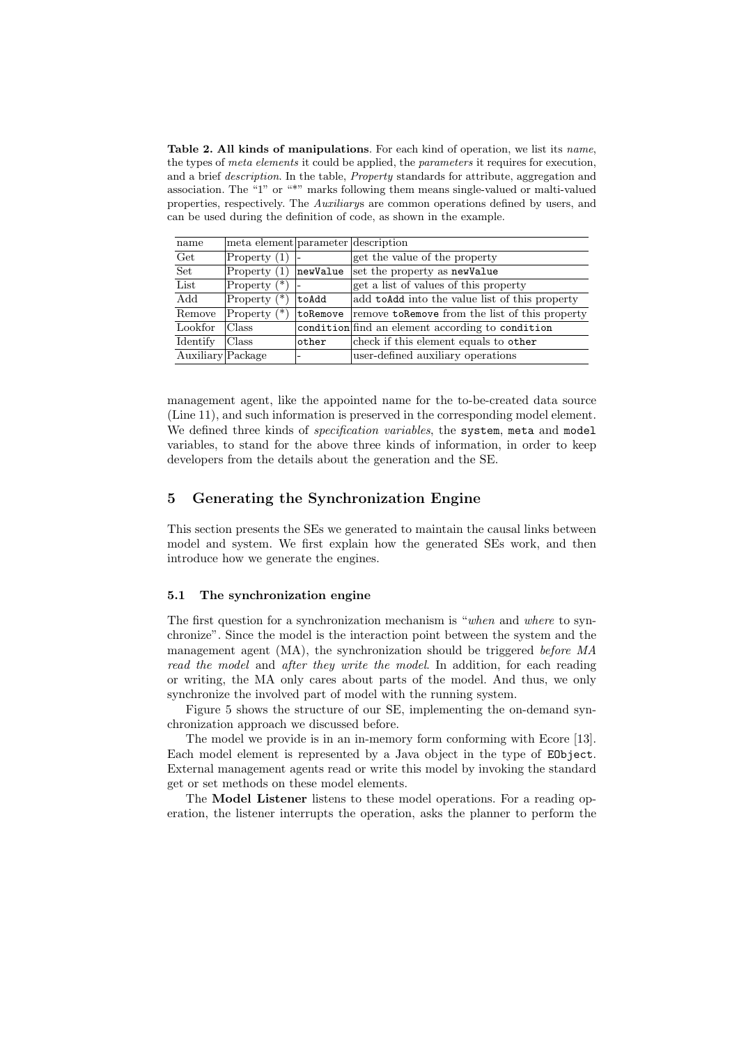**Table 2. All kinds of manipulations**. For each kind of operation, we list its *name*, the types of *meta elements* it could be applied, the *parameters* it requires for execution, and a brief *description*. In the table, *Property* standards for attribute, aggregation and association. The "1" or "*" marks following them means single-valued or malti-valued properties, respectively. The *Auxiliary*s are common operations defined by users, and can be used during the definition of code, as shown in the example.

| name | meta element | parameter | description |
|---|---|---|---|
| Get | Property (1) | - | get the value of the property |
| Set | Property (1) | `newValue` | set the property as `newValue` |
| List | Property (*) | - | get a list of values of this property |
| Add | Property (*) | `toAdd` | add `toAdd` into the value list of this property |
| Remove | Property (*) | `toRemove` | remove `toRemove` from the list of this property |
| Lookfor | Class | `condition` | find an element according to `condition` |
| Identify | Class | `other` | check if this element equals to `other` |
| Auxiliary | Package | - | user-defined auxiliary operations |

management agent, like the appointed name for the to-be-created data source (Line 11), and such information is preserved in the corresponding model element. We defined three kinds of *specification variables*, the `system`, `meta` and `model` variables, to stand for the above three kinds of information, in order to keep developers from the details about the generation and the SE.

## 5 Generating the Synchronization Engine

This section presents the SEs we generated to maintain the causal links between model and system. We first explain how the generated SEs work, and then introduce how we generate the engines.

### 5.1 The synchronization engine

The first question for a synchronization mechanism is "*when* and *where* to synchronize". Since the model is the interaction point between the system and the management agent (MA), the synchronization should be triggered *before MA read the model* and *after they write the model*. In addition, for each reading or writing, the MA only cares about parts of the model. And thus, we only synchronize the involved part of model with the running system.

Figure 5 shows the structure of our SE, implementing the on-demand synchronization approach we discussed before.

The model we provide is in an in-memory form conforming with Ecore [13]. Each model element is represented by a Java object in the type of `EObject`. External management agents read or write this model by invoking the standard get or set methods on these model elements.

The **Model Listener** listens to these model operations. For a reading operation, the listener interrupts the operation, asks the planner to perform the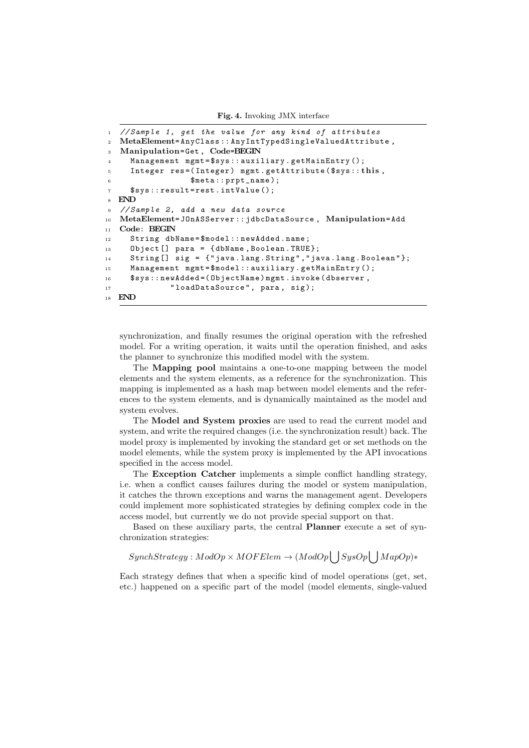**Fig. 4.** Invoking JMX interface

```
1  //Sample 1, get the value for any kind of attributes
2  MetaElement=AnyClass::AnyIntTypedSingleValuedAttribute,
3  Manipulation=Get, Code=BEGIN
4    Management mgmt=$sys::auxiliary.getMainEntry();
5    Integer res=(Integer) mgmt.getAttribute($sys::this,
6                $meta::prpt_name);
7    $sys::result=rest.intValue();
8  END
9  //Sample 2, add a new data source
10 MetaElement=JOnASServer::jdbcDataSource, Manipulation=Add
11 Code: BEGIN
12   String dbName=$model::newAdded.name;
13   Object[] para = {dbName,Boolean.TRUE};
14   String[] sig = {"java.lang.String","java.lang.Boolean"};
15   Management mgmt=$model::auxiliary.getMainEntry();
16   $sys::newAdded=(ObjectName)mgmt.invoke(dbserver,
17           "loadDataSource", para, sig);
18 END
```

synchronization, and finally resumes the original operation with the refreshed model. For a writing operation, it waits until the operation finished, and asks the planner to synchronize this modified model with the system.

The **Mapping pool** maintains a one-to-one mapping between the model elements and the system elements, as a reference for the synchronization. This mapping is implemented as a hash map between model elements and the references to the system elements, and is dynamically maintained as the model and system evolves.

The **Model and System proxies** are used to read the current model and system, and write the required changes (i.e. the synchronization result) back. The model proxy is implemented by invoking the standard get or set methods on the model elements, while the system proxy is implemented by the API invocations specified in the access model.

The **Exception Catcher** implements a simple conflict handling strategy, i.e. when a conflict causes failures during the model or system manipulation, it catches the thrown exceptions and warns the management agent. Developers could implement more sophisticated strategies by defining complex code in the access model, but currently we do not provide special support on that.

Based on these auxiliary parts, the central **Planner** execute a set of synchronization strategies:

$$SynchStrategy : ModOp \times MOFElem \rightarrow (ModOp \bigcup SysOp \bigcup MapOp)*$$

Each strategy defines that when a specific kind of model operations (get, set, etc.) happened on a specific part of the model (model elements, single-valued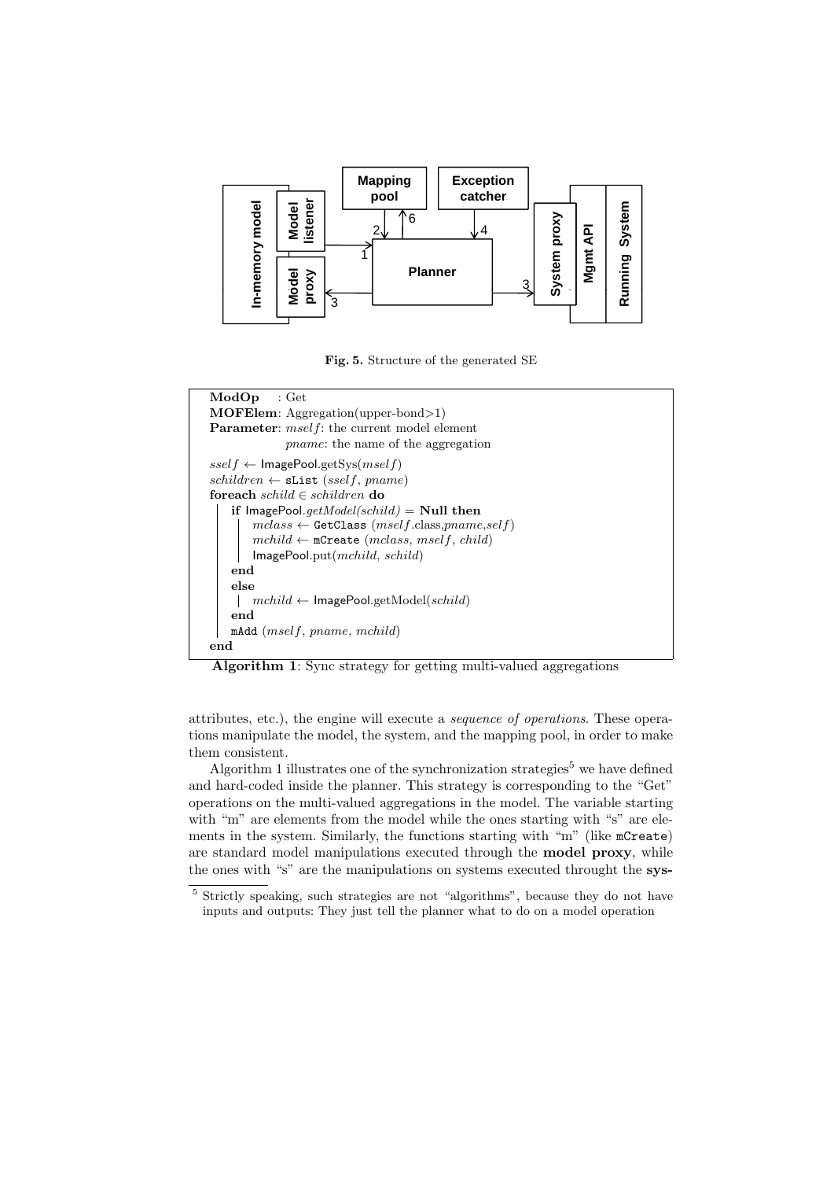Fig. 5. Structure of the generated SE

```
ModOp     : Get
MOFElem: Aggregation(upper-bond>1)
Parameter: mself: the current model element
           pname: the name of the aggregation
sself ← ImagePool.getSys(mself)
schildren ← sList (sself, pname)
foreach schild ∈ schildren do
    if ImagePool.getModel(schild) = Null then
        mclass ← GetClass (mself.class,pname,self)
        mchild ← mCreate (mclass, mself, child)
        ImagePool.put(mchild, schild)
    end
    else
        mchild ← ImagePool.getModel(schild)
    end
    mAdd (mself, pname, mchild)
end
```

**Algorithm 1**: Sync strategy for getting multi-valued aggregations

attributes, etc.), the engine will execute a *sequence of operations*. These operations manipulate the model, the system, and the mapping pool, in order to make them consistent.

Algorithm 1 illustrates one of the synchronization strategies[5] we have defined and hard-coded inside the planner. This strategy is corresponding to the "Get" operations on the multi-valued aggregations in the model. The variable starting with "m" are elements from the model while the ones starting with "s" are elements in the system. Similarly, the functions starting with "m" (like mCreate) are standard model manipulations executed through the **model proxy**, while the ones with "s" are the manipulations on systems executed throught the **sys-**

[5] Strictly speaking, such strategies are not "algorithms", because they do not have inputs and outputs: They just tell the planner what to do on a model operation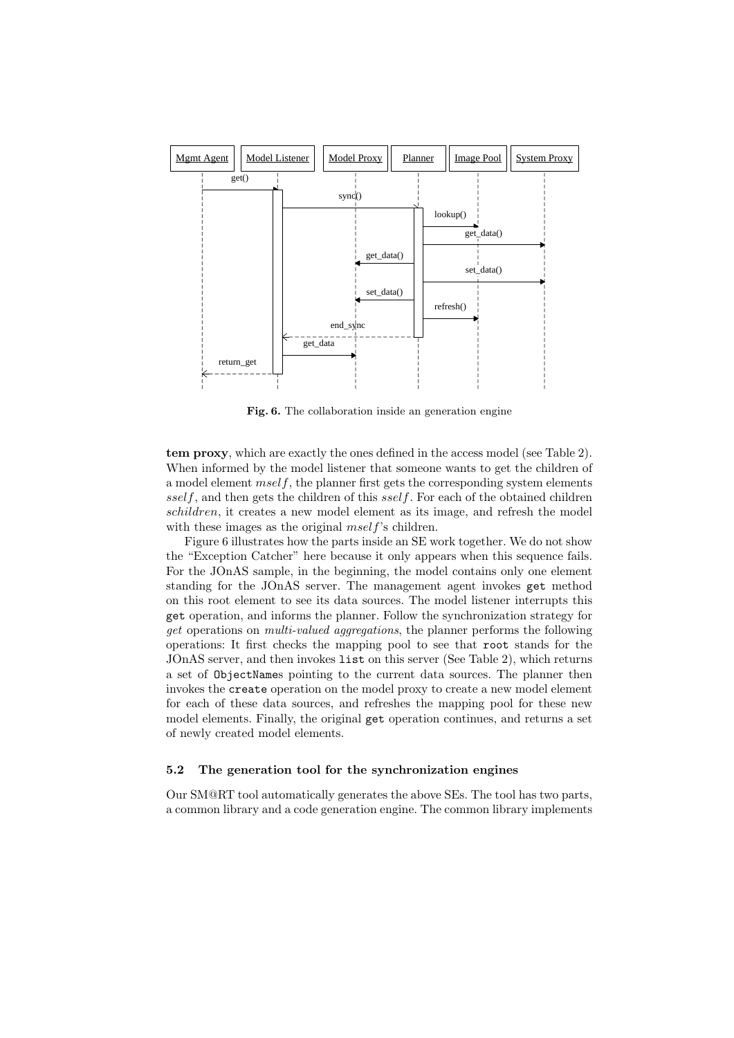**Fig. 6.** The collaboration inside an generation engine

**tem proxy**, which are exactly the ones defined in the access model (see Table 2). When informed by the model listener that someone wants to get the children of a model element $mself$, the planner first gets the corresponding system elements $sself$, and then gets the children of this $sself$. For each of the obtained children $schildren$, it creates a new model element as its image, and refresh the model with these images as the original $mself$'s children.

Figure 6 illustrates how the parts inside an SE work together. We do not show the "Exception Catcher" here because it only appears when this sequence fails. For the JOnAS sample, in the beginning, the model contains only one element standing for the JOnAS server. The management agent invokes `get` method on this root element to see its data sources. The model listener interrupts this `get` operation, and informs the planner. Follow the synchronization strategy for *get* operations on *multi-valued aggregations*, the planner performs the following operations: It first checks the mapping pool to see that `root` stands for the JOnAS server, and then invokes `list` on this server (See Table 2), which returns a set of `ObjectName`s pointing to the current data sources. The planner then invokes the `create` operation on the model proxy to create a new model element for each of these data sources, and refreshes the mapping pool for these new model elements. Finally, the original `get` operation continues, and returns a set of newly created model elements.

### 5.2 The generation tool for the synchronization engines

Our SM@RT tool automatically generates the above SEs. The tool has two parts, a common library and a code generation engine. The common library implements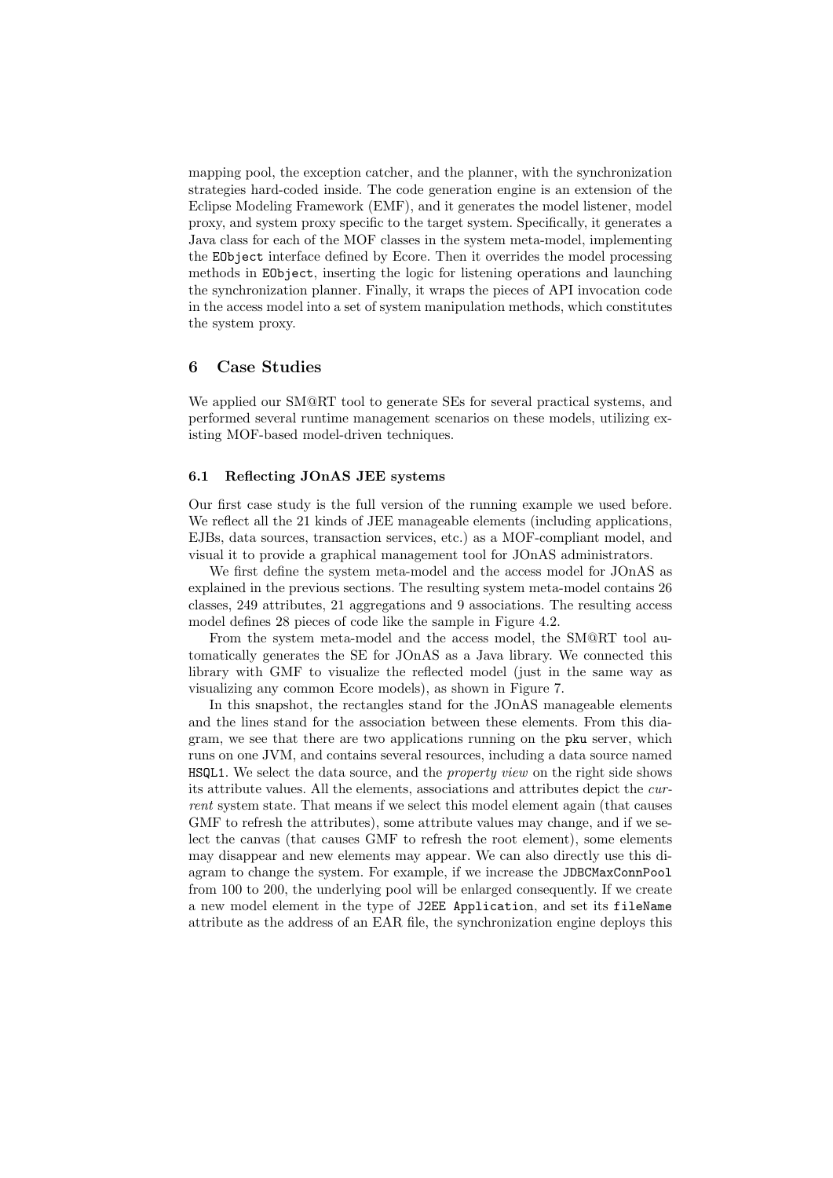mapping pool, the exception catcher, and the planner, with the synchronization strategies hard-coded inside. The code generation engine is an extension of the Eclipse Modeling Framework (EMF), and it generates the model listener, model proxy, and system proxy specific to the target system. Specifically, it generates a Java class for each of the MOF classes in the system meta-model, implementing the `EObject` interface defined by Ecore. Then it overrides the model processing methods in `EObject`, inserting the logic for listening operations and launching the synchronization planner. Finally, it wraps the pieces of API invocation code in the access model into a set of system manipulation methods, which constitutes the system proxy.

## 6 Case Studies

We applied our SM@RT tool to generate SEs for several practical systems, and performed several runtime management scenarios on these models, utilizing existing MOF-based model-driven techniques.

### 6.1 Reflecting JOnAS JEE systems

Our first case study is the full version of the running example we used before. We reflect all the 21 kinds of JEE manageable elements (including applications, EJBs, data sources, transaction services, etc.) as a MOF-compliant model, and visual it to provide a graphical management tool for JOnAS administrators.

We first define the system meta-model and the access model for JOnAS as explained in the previous sections. The resulting system meta-model contains 26 classes, 249 attributes, 21 aggregations and 9 associations. The resulting access model defines 28 pieces of code like the sample in Figure 4.2.

From the system meta-model and the access model, the SM@RT tool automatically generates the SE for JOnAS as a Java library. We connected this library with GMF to visualize the reflected model (just in the same way as visualizing any common Ecore models), as shown in Figure 7.

In this snapshot, the rectangles stand for the JOnAS manageable elements and the lines stand for the association between these elements. From this diagram, we see that there are two applications running on the `pku` server, which runs on one JVM, and contains several resources, including a data source named `HSQL1`. We select the data source, and the *property view* on the right side shows its attribute values. All the elements, associations and attributes depict the *current* system state. That means if we select this model element again (that causes GMF to refresh the attributes), some attribute values may change, and if we select the canvas (that causes GMF to refresh the root element), some elements may disappear and new elements may appear. We can also directly use this diagram to change the system. For example, if we increase the `JDBCMaxConnPool` from 100 to 200, the underlying pool will be enlarged consequently. If we create a new model element in the type of `J2EE Application`, and set its `fileName` attribute as the address of an EAR file, the synchronization engine deploys this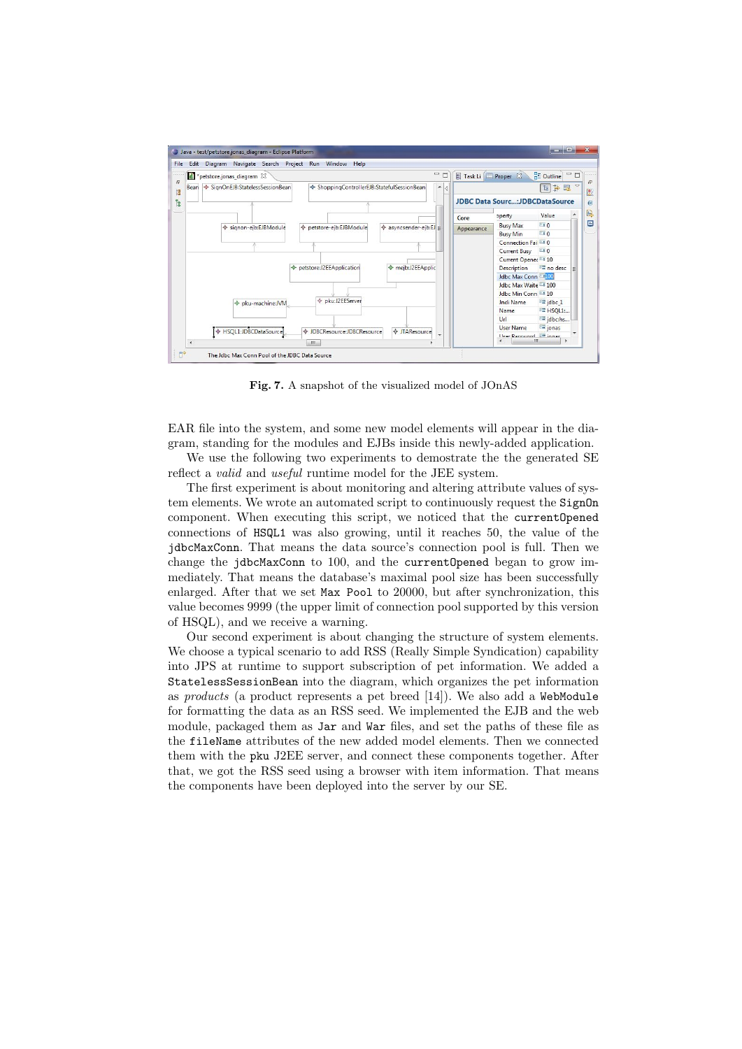**Fig. 7.** A snapshot of the visualized model of JOnAS

EAR file into the system, and some new model elements will appear in the diagram, standing for the modules and EJBs inside this newly-added application.

We use the following two experiments to demostrate the the generated SE reflect a *valid* and *useful* runtime model for the JEE system.

The first experiment is about monitoring and altering attribute values of system elements. We wrote an automated script to continuously request the `SignOn` component. When executing this script, we noticed that the `currentOpened` connections of `HSQL1` was also growing, until it reaches 50, the value of the `jdbcMaxConn`. That means the data source's connection pool is full. Then we change the `jdbcMaxConn` to 100, and the `currentOpened` began to grow immediately. That means the database's maximal pool size has been successfully enlarged. After that we set `Max Pool` to 20000, but after synchronization, this value becomes 9999 (the upper limit of connection pool supported by this version of HSQL), and we receive a warning.

Our second experiment is about changing the structure of system elements. We choose a typical scenario to add RSS (Really Simple Syndication) capability into JPS at runtime to support subscription of pet information. We added a `StatelessSessionBean` into the diagram, which organizes the pet information as *products* (a product represents a pet breed [14]). We also add a `WebModule` for formatting the data as an RSS seed. We implemented the EJB and the web module, packaged them as `Jar` and `War` files, and set the paths of these file as the `fileName` attributes of the new added model elements. Then we connected them with the `pku` J2EE server, and connect these components together. After that, we got the RSS seed using a browser with item information. That means the components have been deployed into the server by our SE.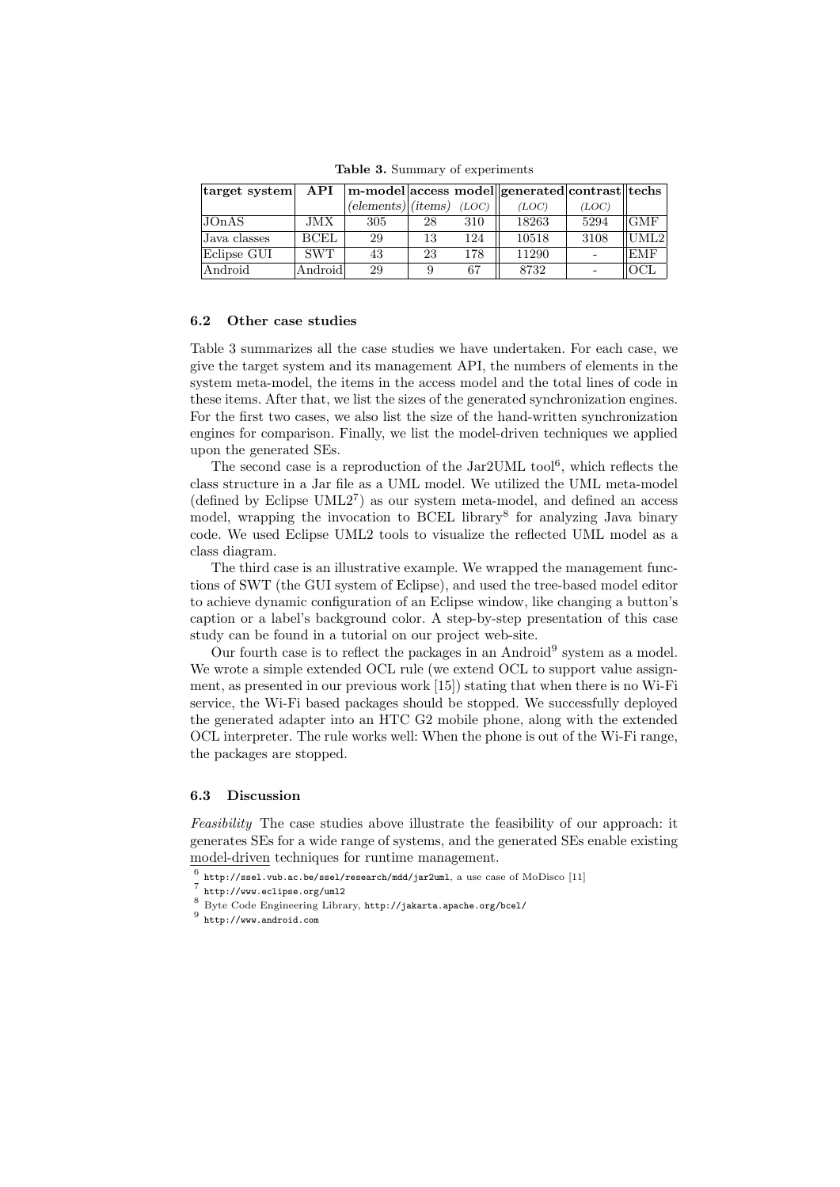**Table 3.** Summary of experiments

| target system | API | m-model | access model | | generated | contrast | techs |
|---|---|---|---|---|---|---|---|
| | | *(elements)* | *(items)* | *(LOC)* | *(LOC)* | *(LOC)* | |
| JOnAS | JMX | 305 | 28 | 310 | 18263 | 5294 | GMF |
| Java classes | BCEL | 29 | 13 | 124 | 10518 | 3108 | UML2 |
| Eclipse GUI | SWT | 43 | 23 | 178 | 11290 | - | EMF |
| Android | Android | 29 | 9 | 67 | 8732 | - | OCL |

### 6.2 Other case studies

Table 3 summarizes all the case studies we have undertaken. For each case, we give the target system and its management API, the numbers of elements in the system meta-model, the items in the access model and the total lines of code in these items. After that, we list the sizes of the generated synchronization engines. For the first two cases, we also list the size of the hand-written synchronization engines for comparison. Finally, we list the model-driven techniques we applied upon the generated SEs.

The second case is a reproduction of the Jar2UML tool[6], which reflects the class structure in a Jar file as a UML model. We utilized the UML meta-model (defined by Eclipse UML2[7]) as our system meta-model, and defined an access model, wrapping the invocation to BCEL library[8] for analyzing Java binary code. We used Eclipse UML2 tools to visualize the reflected UML model as a class diagram.

The third case is an illustrative example. We wrapped the management functions of SWT (the GUI system of Eclipse), and used the tree-based model editor to achieve dynamic configuration of an Eclipse window, like changing a button's caption or a label's background color. A step-by-step presentation of this case study can be found in a tutorial on our project web-site.

Our fourth case is to reflect the packages in an Android[9] system as a model. We wrote a simple extended OCL rule (we extend OCL to support value assignment, as presented in our previous work [15]) stating that when there is no Wi-Fi service, the Wi-Fi based packages should be stopped. We successfully deployed the generated adapter into an HTC G2 mobile phone, along with the extended OCL interpreter. The rule works well: When the phone is out of the Wi-Fi range, the packages are stopped.

### 6.3 Discussion

*Feasibility* The case studies above illustrate the feasibility of our approach: it generates SEs for a wide range of systems, and the generated SEs enable existing model-driven techniques for runtime management.

[6] http://ssel.vub.ac.be/ssel/research/mdd/jar2uml, a use case of MoDisco [11]

[7] http://www.eclipse.org/uml2

[8] Byte Code Engineering Library, http://jakarta.apache.org/bcel/

[9] http://www.android.com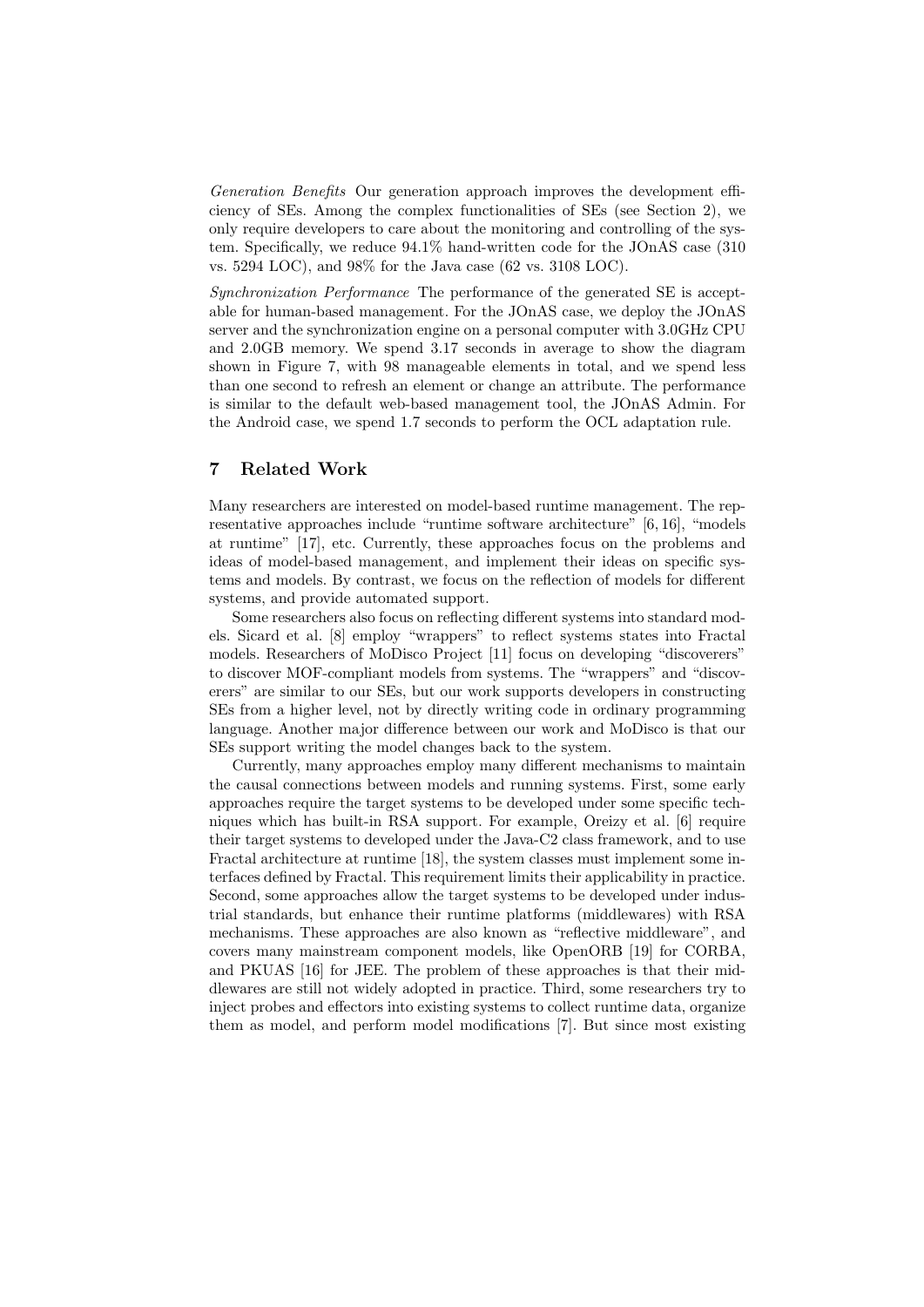*Generation Benefits* Our generation approach improves the development efficiency of SEs. Among the complex functionalities of SEs (see Section 2), we only require developers to care about the monitoring and controlling of the system. Specifically, we reduce 94.1% hand-written code for the JOnAS case (310 vs. 5294 LOC), and 98% for the Java case (62 vs. 3108 LOC).

*Synchronization Performance* The performance of the generated SE is acceptable for human-based management. For the JOnAS case, we deploy the JOnAS server and the synchronization engine on a personal computer with 3.0GHz CPU and 2.0GB memory. We spend 3.17 seconds in average to show the diagram shown in Figure 7, with 98 manageable elements in total, and we spend less than one second to refresh an element or change an attribute. The performance is similar to the default web-based management tool, the JOnAS Admin. For the Android case, we spend 1.7 seconds to perform the OCL adaptation rule.

## 7 Related Work

Many researchers are interested on model-based runtime management. The representative approaches include "runtime software architecture" [6, 16], "models at runtime" [17], etc. Currently, these approaches focus on the problems and ideas of model-based management, and implement their ideas on specific systems and models. By contrast, we focus on the reflection of models for different systems, and provide automated support.

Some researchers also focus on reflecting different systems into standard models. Sicard et al. [8] employ "wrappers" to reflect systems states into Fractal models. Researchers of MoDisco Project [11] focus on developing "discoverers" to discover MOF-compliant models from systems. The "wrappers" and "discoverers" are similar to our SEs, but our work supports developers in constructing SEs from a higher level, not by directly writing code in ordinary programming language. Another major difference between our work and MoDisco is that our SEs support writing the model changes back to the system.

Currently, many approaches employ many different mechanisms to maintain the causal connections between models and running systems. First, some early approaches require the target systems to be developed under some specific techniques which has built-in RSA support. For example, Oreizy et al. [6] require their target systems to developed under the Java-C2 class framework, and to use Fractal architecture at runtime [18], the system classes must implement some interfaces defined by Fractal. This requirement limits their applicability in practice. Second, some approaches allow the target systems to be developed under industrial standards, but enhance their runtime platforms (middlewares) with RSA mechanisms. These approaches are also known as "reflective middleware", and covers many mainstream component models, like OpenORB [19] for CORBA, and PKUAS [16] for JEE. The problem of these approaches is that their middlewares are still not widely adopted in practice. Third, some researchers try to inject probes and effectors into existing systems to collect runtime data, organize them as model, and perform model modifications [7]. But since most existing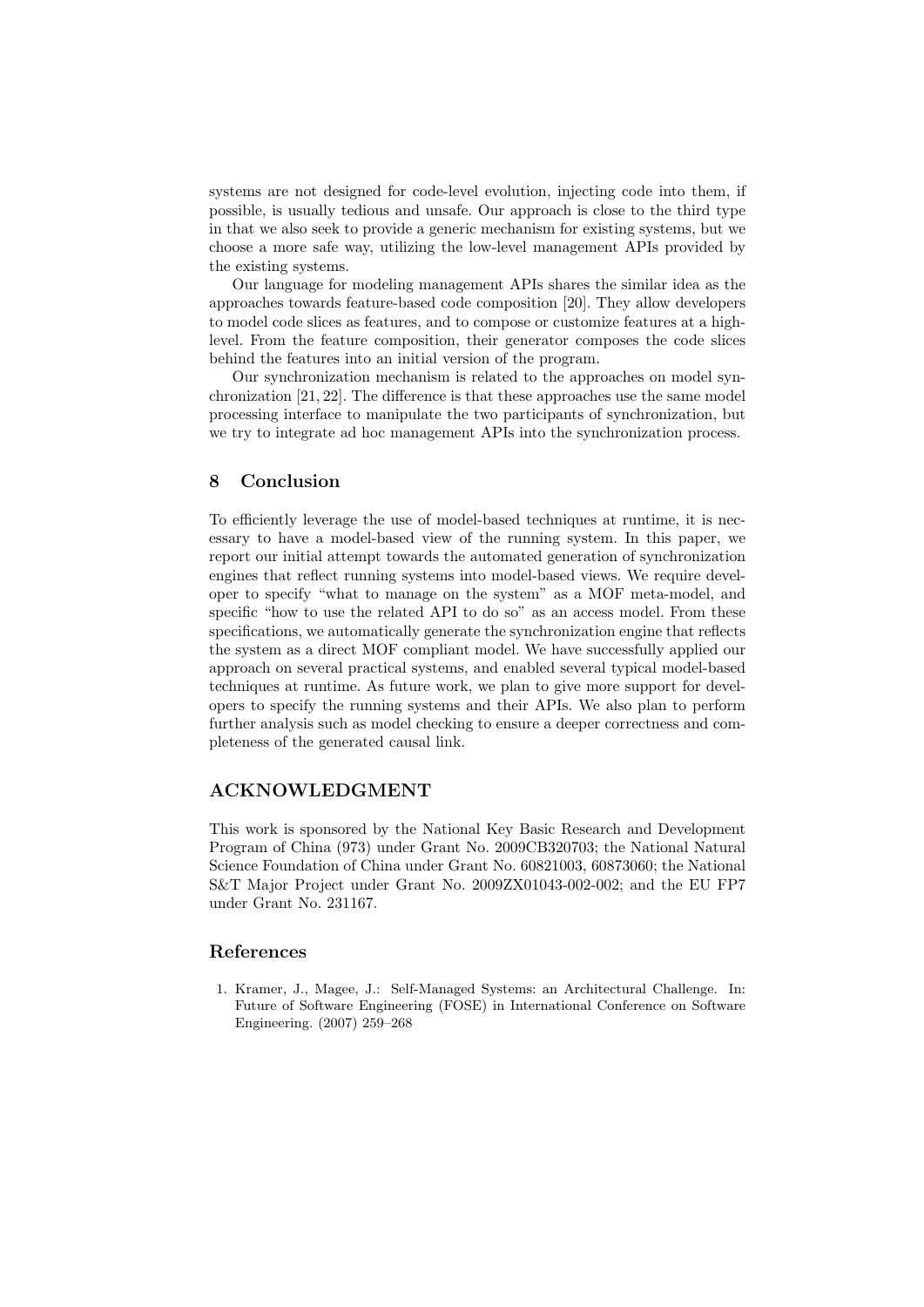systems are not designed for code-level evolution, injecting code into them, if possible, is usually tedious and unsafe. Our approach is close to the third type in that we also seek to provide a generic mechanism for existing systems, but we choose a more safe way, utilizing the low-level management APIs provided by the existing systems.

Our language for modeling management APIs shares the similar idea as the approaches towards feature-based code composition [20]. They allow developers to model code slices as features, and to compose or customize features at a high-level. From the feature composition, their generator composes the code slices behind the features into an initial version of the program.

Our synchronization mechanism is related to the approaches on model synchronization [21, 22]. The difference is that these approaches use the same model processing interface to manipulate the two participants of synchronization, but we try to integrate ad hoc management APIs into the synchronization process.

## 8 Conclusion

To efficiently leverage the use of model-based techniques at runtime, it is necessary to have a model-based view of the running system. In this paper, we report our initial attempt towards the automated generation of synchronization engines that reflect running systems into model-based views. We require developer to specify "what to manage on the system" as a MOF meta-model, and specific "how to use the related API to do so" as an access model. From these specifications, we automatically generate the synchronization engine that reflects the system as a direct MOF compliant model. We have successfully applied our approach on several practical systems, and enabled several typical model-based techniques at runtime. As future work, we plan to give more support for developers to specify the running systems and their APIs. We also plan to perform further analysis such as model checking to ensure a deeper correctness and completeness of the generated causal link.

## ACKNOWLEDGMENT

This work is sponsored by the National Key Basic Research and Development Program of China (973) under Grant No. 2009CB320703; the National Natural Science Foundation of China under Grant No. 60821003, 60873060; the National S&T Major Project under Grant No. 2009ZX01043-002-002; and the EU FP7 under Grant No. 231167.

## References

1. Kramer, J., Magee, J.: Self-Managed Systems: an Architectural Challenge. In: Future of Software Engineering (FOSE) in International Conference on Software Engineering. (2007) 259–268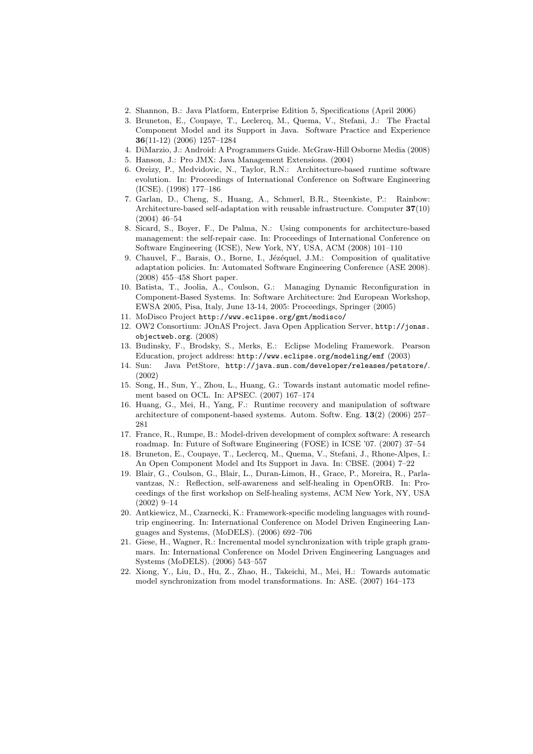2. Shannon, B.: Java Platform, Enterprise Edition 5, Specifications (April 2006)
3. Bruneton, E., Coupaye, T., Leclercq, M., Quema, V., Stefani, J.: The Fractal Component Model and its Support in Java. Software Practice and Experience **36**(11-12) (2006) 1257–1284
4. DiMarzio, J.: Android: A Programmers Guide. McGraw-Hill Osborne Media (2008)
5. Hanson, J.: Pro JMX: Java Management Extensions. (2004)
6. Oreizy, P., Medvidovic, N., Taylor, R.N.: Architecture-based runtime software evolution. In: Proceedings of International Conference on Software Engineering (ICSE). (1998) 177–186
7. Garlan, D., Cheng, S., Huang, A., Schmerl, B.R., Steenkiste, P.: Rainbow: Architecture-based self-adaptation with reusable infrastructure. Computer **37**(10) (2004) 46–54
8. Sicard, S., Boyer, F., De Palma, N.: Using components for architecture-based management: the self-repair case. In: Proceedings of International Conference on Software Engineering (ICSE), New York, NY, USA, ACM (2008) 101–110
9. Chauvel, F., Barais, O., Borne, I., Jézéquel, J.M.: Composition of qualitative adaptation policies. In: Automated Software Engineering Conference (ASE 2008). (2008) 455–458 Short paper.
10. Batista, T., Joolia, A., Coulson, G.: Managing Dynamic Reconfiguration in Component-Based Systems. In: Software Architecture: 2nd European Workshop, EWSA 2005, Pisa, Italy, June 13-14, 2005: Proceedings, Springer (2005)
11. MoDisco Project `http://www.eclipse.org/gmt/modisco/`
12. OW2 Consortium: JOnAS Project. Java Open Application Server, `http://jonas.objectweb.org`. (2008)
13. Budinsky, F., Brodsky, S., Merks, E.: Eclipse Modeling Framework. Pearson Education, project address: `http://www.eclipse.org/modeling/emf` (2003)
14. Sun: Java PetStore, `http://java.sun.com/developer/releases/petstore/`. (2002)
15. Song, H., Sun, Y., Zhou, L., Huang, G.: Towards instant automatic model refinement based on OCL. In: APSEC. (2007) 167–174
16. Huang, G., Mei, H., Yang, F.: Runtime recovery and manipulation of software architecture of component-based systems. Autom. Softw. Eng. **13**(2) (2006) 257–281
17. France, R., Rumpe, B.: Model-driven development of complex software: A research roadmap. In: Future of Software Engineering (FOSE) in ICSE '07. (2007) 37–54
18. Bruneton, E., Coupaye, T., Leclercq, M., Quema, V., Stefani, J., Rhone-Alpes, I.: An Open Component Model and Its Support in Java. In: CBSE. (2004) 7–22
19. Blair, G., Coulson, G., Blair, L., Duran-Limon, H., Grace, P., Moreira, R., Parlavantzas, N.: Reflection, self-awareness and self-healing in OpenORB. In: Proceedings of the first workshop on Self-healing systems, ACM New York, NY, USA (2002) 9–14
20. Antkiewicz, M., Czarnecki, K.: Framework-specific modeling languages with round-trip engineering. In: International Conference on Model Driven Engineering Languages and Systems, (MoDELS). (2006) 692–706
21. Giese, H., Wagner, R.: Incremental model synchronization with triple graph grammars. In: International Conference on Model Driven Engineering Languages and Systems (MoDELS). (2006) 543–557
22. Xiong, Y., Liu, D., Hu, Z., Zhao, H., Takeichi, M., Mei, H.: Towards automatic model synchronization from model transformations. In: ASE. (2007) 164–173